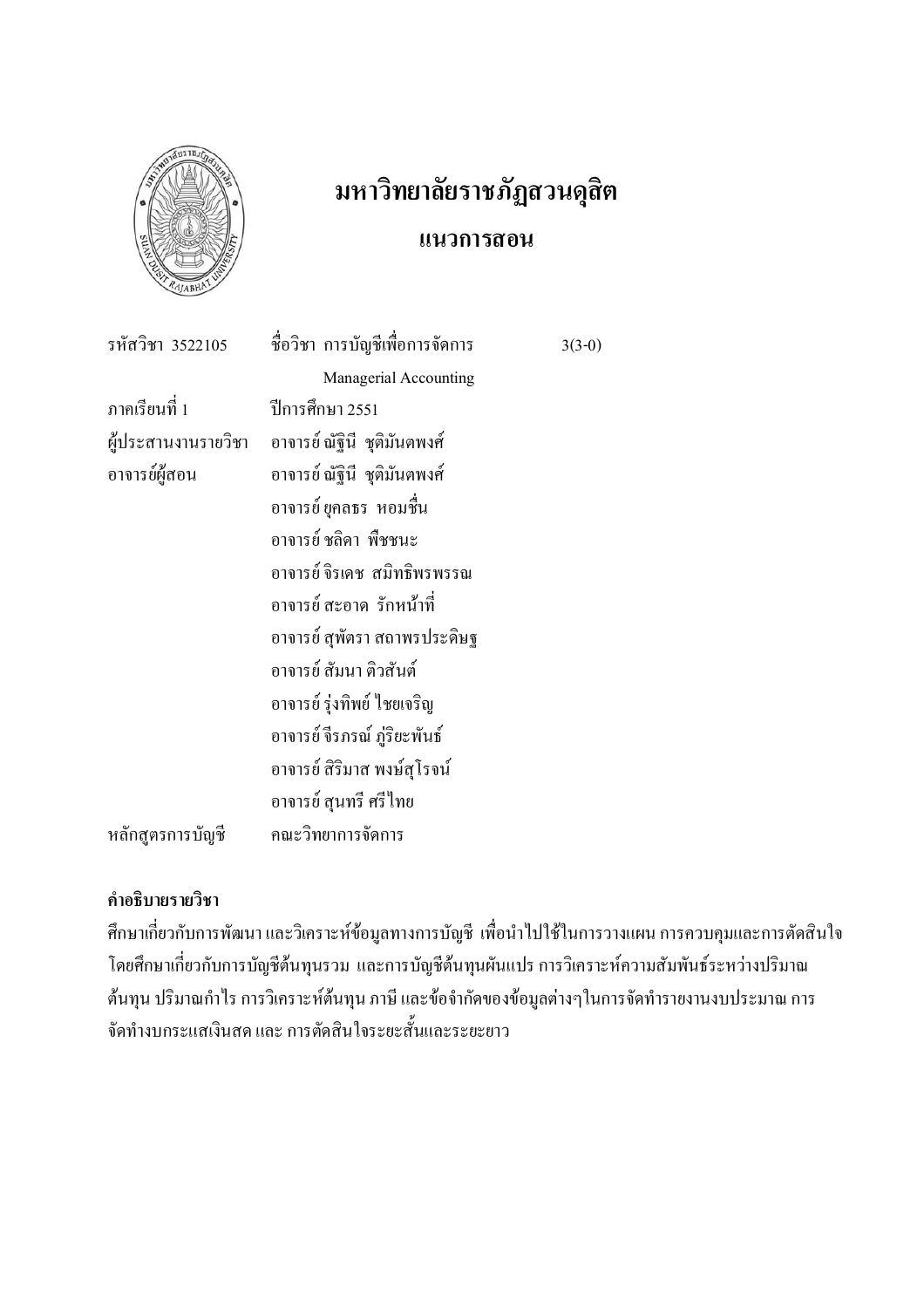# มหาวิทยาลัยราชภัฏสวนดุสิต

## แนวการสอน

| | | |
|---|---|---|
| รหัสวิชา 3522105 | ชื่อวิชา การบัญชีเพื่อการจัดการ | 3(3-0) |
| | Managerial Accounting | |
| ภาคเรียนที่ 1 | ปีการศึกษา 2551 | |
| ผู้ประสานงานรายวิชา | อาจารย์ ณัฐินี ชุติมันตพงศ์ | |
| อาจารย์ผู้สอน | อาจารย์ ณัฐินี ชุติมันตพงศ์ | |
| | อาจารย์ ยุคลธร หอมชื่น | |
| | อาจารย์ ชลิดา พืชชนะ | |
| | อาจารย์ จิรเดช สมิทธิพรพรรณ | |
| | อาจารย์ สะอาด รักหน้าที่ | |
| | อาจารย์ สุพัตรา สถาพรประดิษฐ | |
| | อาจารย์ สัมนา ติวสันต์ | |
| | อาจารย์ รุ่งทิพย์ ไชยเจริญ | |
| | อาจารย์ จีรภรณ์ ภู่ริยะพันธ์ | |
| | อาจารย์ สิริมาส พงษ์สุโรจน์ | |
| | อาจารย์ สุนทรี ศรีไทย | |
| หลักสูตรการบัญชี | คณะวิทยาการจัดการ | |

**คำอธิบายรายวิชา**

ศึกษาเกี่ยวกับการพัฒนา และวิเคราะห์ข้อมูลทางการบัญชี เพื่อนำไปใช้ในการวางแผน การควบคุมและการตัดสินใจ โดยศึกษาเกี่ยวกับการบัญชีต้นทุนรวม และการบัญชีต้นทุนผันแปร การวิเคราะห์ความสัมพันธ์ระหว่างปริมาณ ต้นทุน ปริมาณกำไร การวิเคราะห์ต้นทุน ภาษี และข้อจำกัดของข้อมูลต่างๆในการจัดทำรายงานงบประมาณ การจัดทำงบกระแสเงินสด และ การตัดสินใจระยะสั้นและระยะยาว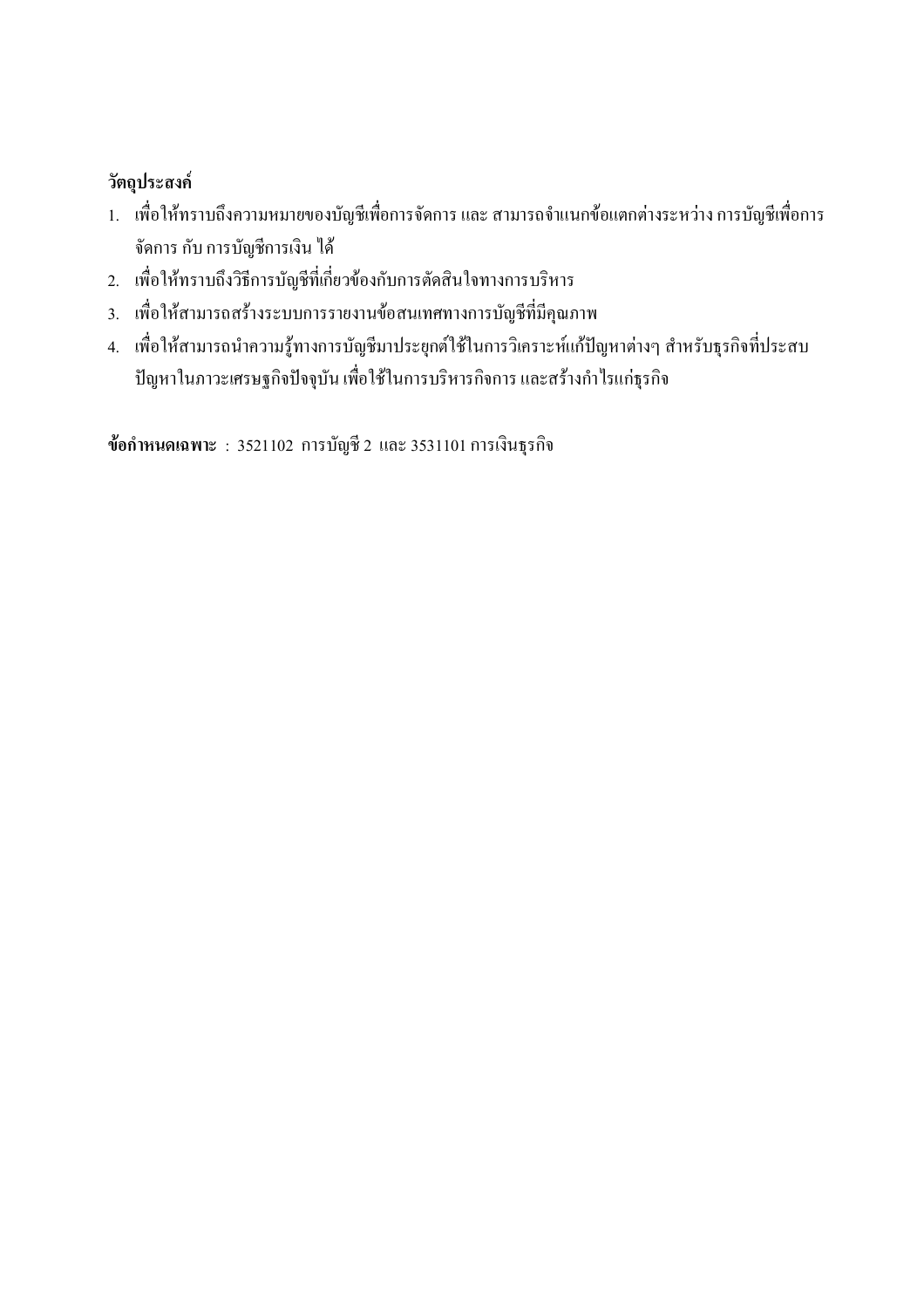**วัตถุประสงค์**

1. เพื่อให้ทราบถึงความหมายของบัญชีเพื่อการจัดการ และ สามารถจำแนกข้อแตกต่างระหว่าง การบัญชีเพื่อการจัดการ กับ การบัญชีการเงิน ได้
2. เพื่อให้ทราบถึงวิธีการบัญชีที่เกี่ยวข้องกับการตัดสินใจทางการบริหาร
3. เพื่อให้สามารถสร้างระบบการรายงานข้อสนเทศทางการบัญชีที่มีคุณภาพ
4. เพื่อให้สามารถนำความรู้ทางการบัญชีมาประยุกต์ใช้ในการวิเคราะห์แก้ปัญหาต่างๆ สำหรับธุรกิจที่ประสบปัญหาในภาวะเศรษฐกิจปัจจุบัน เพื่อใช้ในการบริหารกิจการ และสร้างกำไรแก่ธุรกิจ

**ข้อกำหนดเฉพาะ** : 3521102 การบัญชี 2 และ 3531101 การเงินธุรกิจ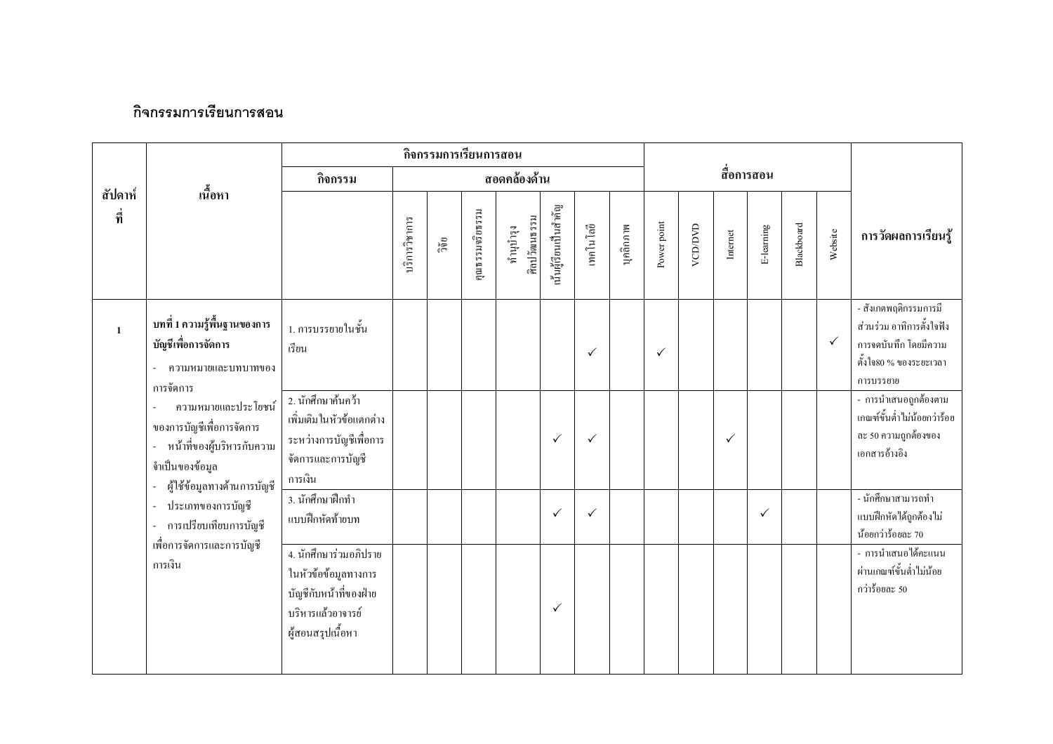## กิจกรรมการเรียนการสอน

| สัปดาห์ที่ | เนื้อหา | กิจกรรมการเรียนการสอน | | | | | | | | สื่อการสอน | | | | | | การวัดผลการเรียนรู้ |
|---|---|---|---|---|---|---|---|---|---|---|---|---|---|---|---|---|
| | | กิจกรรม | สอดคล้องด้าน | | | | | | | | | | | | | |
| | | | บริการวิชาการ | วิจัย | คุณธรรมจริยธรรม | ทำนุบำรุงศิลปวัฒนธรรม | เน้นผู้เรียนเป็นสำคัญ | เทคโนโลยี | บุคลิกภาพ | Power point | VCD/DVD | Internet | E-learning | Blackboard | Website | |
| 1 | **บทที่ 1 ความรู้พื้นฐานของการบัญชีเพื่อการจัดการ**<br>- ความหมายและบทบาทของการจัดการ<br>- ความหมายและประโยชน์ของการบัญชีเพื่อการจัดการ<br>- หน้าที่ของผู้บริหารกับความจำเป็นของข้อมูล<br>- ผู้ใช้ข้อมูลทางด้านการบัญชี<br>- ประเภทของการบัญชี<br>- การเปรียบเทียบการบัญชีเพื่อการจัดการและการบัญชีการเงิน | 1. การบรรยายในชั้นเรียน | | | | | | ✓ | | ✓ | | | | | ✓ | - สังเกตพฤติกรรมการมีส่วนร่วม อาทิการตั้งใจฟัง การจดบันทึก โดยมีความตั้งใจ80 % ของระยะเวลาการบรรยาย |
| | | 2. นักศึกษาค้นคว้าเพิ่มเติมในหัวข้อแตกต่างระหว่างการบัญชีเพื่อการจัดการและการบัญชีการเงิน | | | | | ✓ | ✓ | | | | ✓ | | | | - การนำเสนอถูกต้องตามเกณฑ์ขั้นต่ำไม่น้อยกว่าร้อยละ 50 ความถูกต้องของเอกสารอ้างอิง |
| | | 3. นักศึกษาฝึกทำแบบฝึกหัดท้ายบท | | | | | ✓ | ✓ | | | | | ✓ | | | - นักศึกษาสามารถทำแบบฝึกหัดได้ถูกต้องไม่น้อยกว่าร้อยละ 70 |
| | | 4. นักศึกษาร่วมอภิปรายในหัวข้อข้อมูลทางการบัญชีกับหน้าที่ของฝ่ายบริหารแล้วอาจารย์ผู้สอนสรุปเนื้อหา | | | | | ✓ | | | | | | | | | - การนำเสนอได้คะแนนผ่านเกณฑ์ขั้นต่ำไม่น้อยกว่าร้อยละ 50 |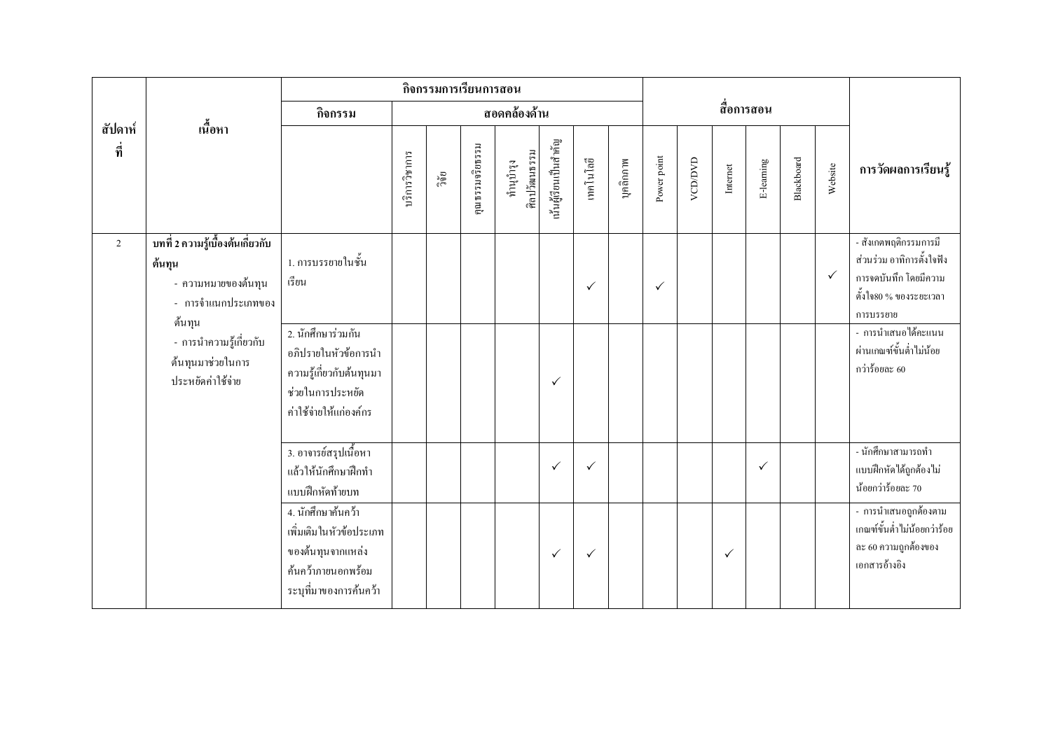| สัปดาห์ที่ | เนื้อหา | กิจกรรมการเรียนการสอน | | | | | | | | สื่อการสอน | | | | | | การวัดผลการเรียนรู้ |
|---|---|---|---|---|---|---|---|---|---|---|---|---|---|---|---|---|
| | | กิจกรรม | สอดคล้องด้าน | | | | | | | | | | | | | |
| | | | บริการวิชาการ | วิจัย | คุณธรรมจริยธรรม | ทำนุบำรุงศิลปวัฒนธรรม | เน้นผู้เรียนเป็นสำคัญ | เทคโนโลยี | บุคลิกภาพ | Power point | VCD/DVD | Internet | E-learning | Blackboard | Website | |
| 2 | **บทที่ 2 ความรู้เบื้องต้นเกี่ยวกับต้นทุน**<br>- ความหมายของต้นทุน<br>- การจำแนกประเภทของต้นทุน<br>- การนำความรู้เกี่ยวกับต้นทุนมาช่วยในการประหยัดค่าใช้จ่าย | 1. การบรรยายในชั้นเรียน | | | | | | ✓ | | ✓ | | | | | ✓ | - สังเกตพฤติกรรมการมีส่วนร่วม อาทิการตั้งใจฟัง การจดบันทึก โดยมีความตั้งใจ80 % ของระยะเวลาการบรรยาย |
| | | 2. นักศึกษาร่วมกันอภิปรายในหัวข้อการนำความรู้เกี่ยวกับต้นทุนมาช่วยในการประหยัดค่าใช้จ่ายให้แก่องค์กร | | | | | ✓ | | | | | | | | | - การนำเสนอได้คะแนนผ่านเกณฑ์ขั้นต่ำไม่น้อยกว่าร้อยละ 60 |
| | | 3. อาจารย์สรุปเนื้อหาแล้วให้นักศึกษาฝึกทำแบบฝึกหัดท้ายบท | | | | | ✓ | ✓ | | | | | ✓ | | | - นักศึกษาสามารถทำแบบฝึกหัดได้ถูกต้องไม่น้อยกว่าร้อยละ 70 |
| | | 4. นักศึกษาค้นคว้าเพิ่มเติมในหัวข้อประเภทของต้นทุนจากแหล่งค้นคว้าภายนอกพร้อมระบุที่มาของการค้นคว้า | | | | | ✓ | ✓ | | | | ✓ | | | | - การนำเสนอถูกต้องตามเกณฑ์ขั้นต่ำไม่น้อยกว่าร้อยละ 60 ความถูกต้องของเอกสารอ้างอิง |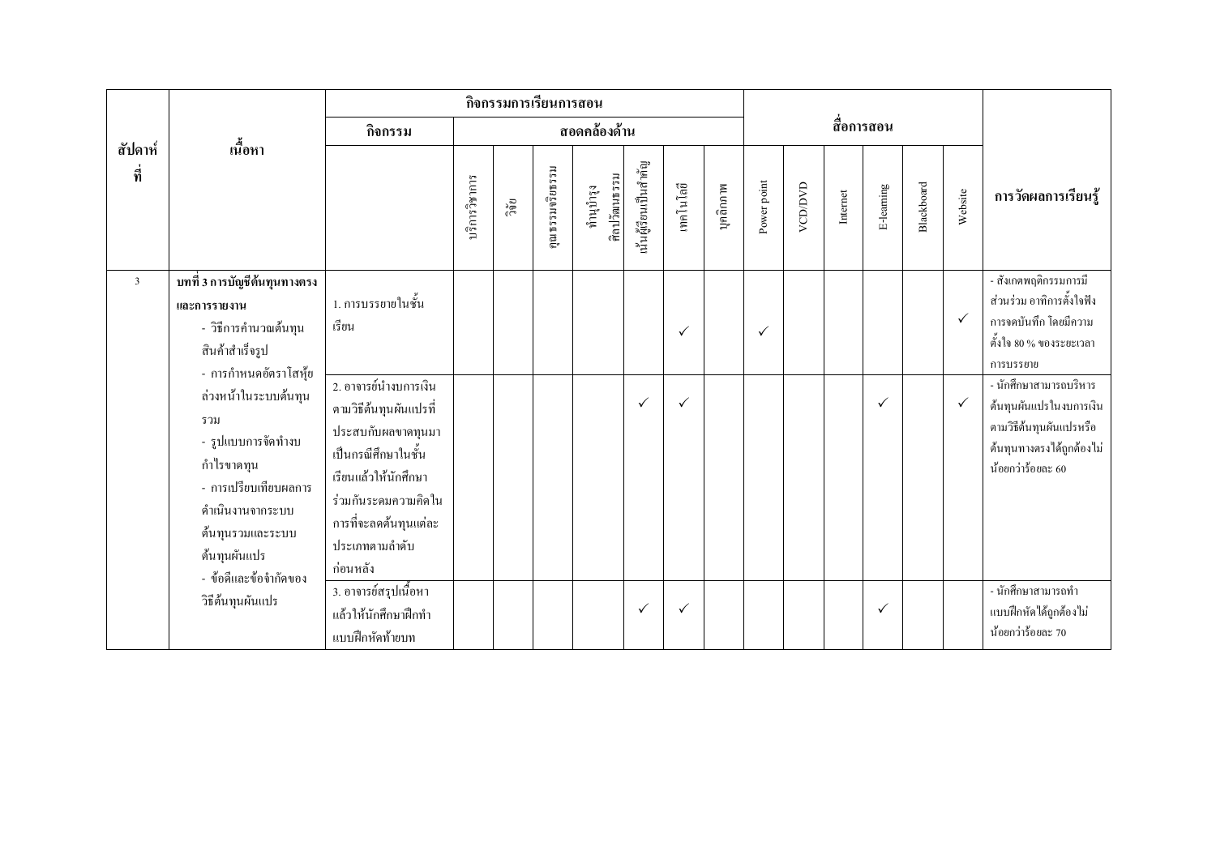| สัปดาห์ที่ | เนื้อหา | กิจกรรมการเรียนการสอน | | | | | | | | สื่อการสอน | | | | | | การวัดผลการเรียนรู้ |
|---|---|---|---|---|---|---|---|---|---|---|---|---|---|---|---|---|
| | | กิจกรรม | สอดคล้องด้าน | | | | | | | | | | | | | |
| | | | บริการวิชาการ | วิจัย | คุณธรรมจริยธรรม | ทำนุบำรุงศิลปวัฒนธรรม | เน้นผู้เรียนเป็นสำคัญ | เทคโนโลยี | บุคลิกภาพ | Power point | VCD/DVD | Internet | E-learning | Blackboard | Website | |
| 3 | **บทที่ 3 การบัญชีต้นทุนทางตรงและการรายงาน**<br>- วิธีการคำนวณต้นทุนสินค้าสำเร็จรูป<br>- การกำหนดอัตราโสหุ้ยล่วงหน้าในระบบต้นทุนรวม<br>- รูปแบบการจัดทำงบกำไรขาดทุน<br>- การเปรียบเทียบผลการดำเนินงานจากระบบต้นทุนรวมและระบบต้นทุนผันแปร<br>- ข้อดีและข้อจำกัดของวิธีต้นทุนผันแปร | 1. การบรรยายในชั้นเรียน | | | | | | ✓ | | ✓ | | | | | ✓ | - สังเกตพฤติกรรมการมีส่วนร่วม อาทิการตั้งใจฟัง การจดบันทึก โดยมีความตั้งใจ 80 % ของระยะเวลาการบรรยาย |
| | | 2. อาจารย์นำงบการเงินตามวิธีต้นทุนผันแปรที่ประสบกับผลขาดทุนมาเป็นกรณีศึกษาในชั้นเรียนแล้วให้นักศึกษาร่วมกันระดมความคิดในการที่จะลดต้นทุนแต่ละประเภทตามลำดับก่อนหลัง | | | | | ✓ | ✓ | | | | | ✓ | | ✓ | - นักศึกษาสามารถบริหารต้นทุนผันแปรในงบการเงินตามวิธีต้นทุนผันแปรหรือต้นทุนทางตรงได้ถูกต้องไม่น้อยกว่าร้อยละ 60 |
| | | 3. อาจารย์สรุปเนื้อหาแล้วให้นักศึกษาฝึกทำแบบฝึกหัดท้ายบท | | | | | ✓ | ✓ | | | | | ✓ | | | - นักศึกษาสามารถทำแบบฝึกหัดได้ถูกต้องไม่น้อยกว่าร้อยละ 70 |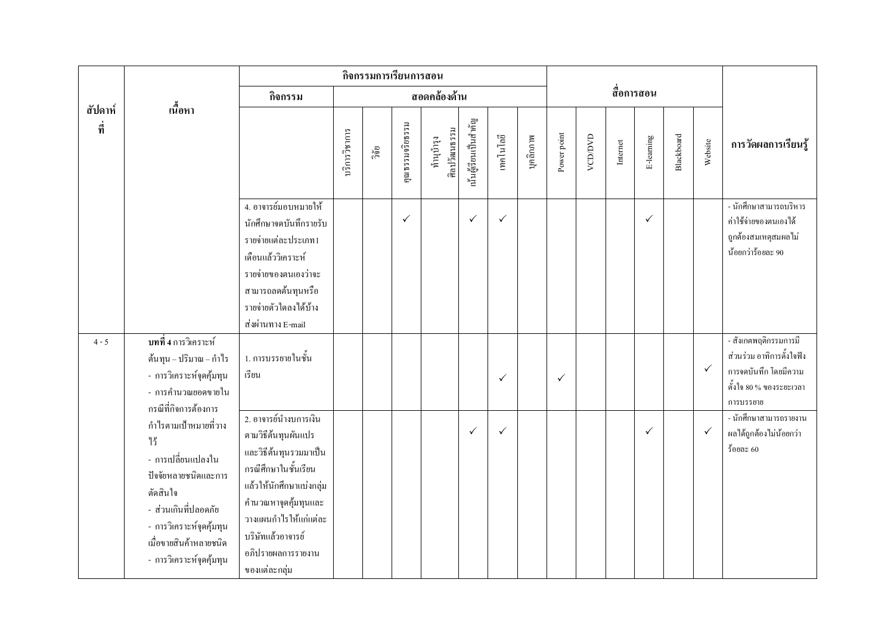| สัปดาห์ที่ | เนื้อหา | กิจกรรมการเรียนการสอน | | | | | | | | | สื่อการสอน | | | | | | การวัดผลการเรียนรู้ |
|---|---|---|---|---|---|---|---|---|---|---|---|---|---|---|---|---|---|
| | | กิจกรรม | สอดคล้องด้าน | | | | | | | | | | | | | | |
| | | | บริการวิชาการ | วิจัย | คุณธรรมจริยธรรม | ทำนุบำรุงศิลปวัฒนธรรม | เน้นผู้เรียนเป็นสำคัญ | เทคโนโลยี | บุคลิกภาพ | Power point | VCD/DVD | Internet | E-learning | Blackboard | Website | |
| | | 4. อาจารย์มอบหมายให้นักศึกษาจดบันทึกรายรับรายจ่ายแต่ละประเภท1เดือนแล้ววิเคราะห์รายจ่ายของตนเองว่าจะสามารถลดต้นทุนหรือรายจ่ายตัวใดลงได้บ้างส่งผ่านทาง E-mail | | | ✓ | | ✓ | ✓ | | | | | ✓ | | | - นักศึกษาสามารถบริหารค่าใช้จ่ายของตนเองได้ถูกต้องสมเหตุสมผลไม่น้อยกว่าร้อยละ 90 |
| 4 - 5 | **บทที่ 4** การวิเคราะห์ต้นทุน – ปริมาณ – กำไร<br>- การวิเคราะห์จุดคุ้มทุน<br>- การคำนวณยอดขายในกรณีที่กิจการต้องการกำไรตามเป้าหมายที่วางไว้<br>- การเปลี่ยนแปลงในปัจจัยหลายชนิดและการตัดสินใจ<br>- ส่วนเกินที่ปลอดภัย<br>- การวิเคราะห์จุดคุ้มทุนเมื่อขายสินค้าหลายชนิด<br>- การวิเคราะห์จุดคุ้มทุน | 1. การบรรยายในชั้นเรียน | | | | | | ✓ | | ✓ | | | | | ✓ | - สังเกตพฤติกรรมการมีส่วนร่วม อาทิการตั้งใจฟัง การจดบันทึก โดยมีความตั้งใจ 80 % ของระยะเวลาการบรรยาย |
| | | 2. อาจารย์นำงบการเงินตามวิธีต้นทุนผันแปรและวิธีต้นทุนรวมมาเป็นกรณีศึกษาในชั้นเรียนแล้วให้นักศึกษาแบ่งกลุ่มคำนวณหาจุดคุ้มทุนและวางแผนกำไรให้แก่แต่ละบริษัทแล้วอาจารย์อภิปรายผลการรายงานของแต่ละกลุ่ม | | | | | ✓ | ✓ | | | | | ✓ | | ✓ | - นักศึกษาสามารถรายงานผลได้ถูกต้องไม่น้อยกว่าร้อยละ 60 |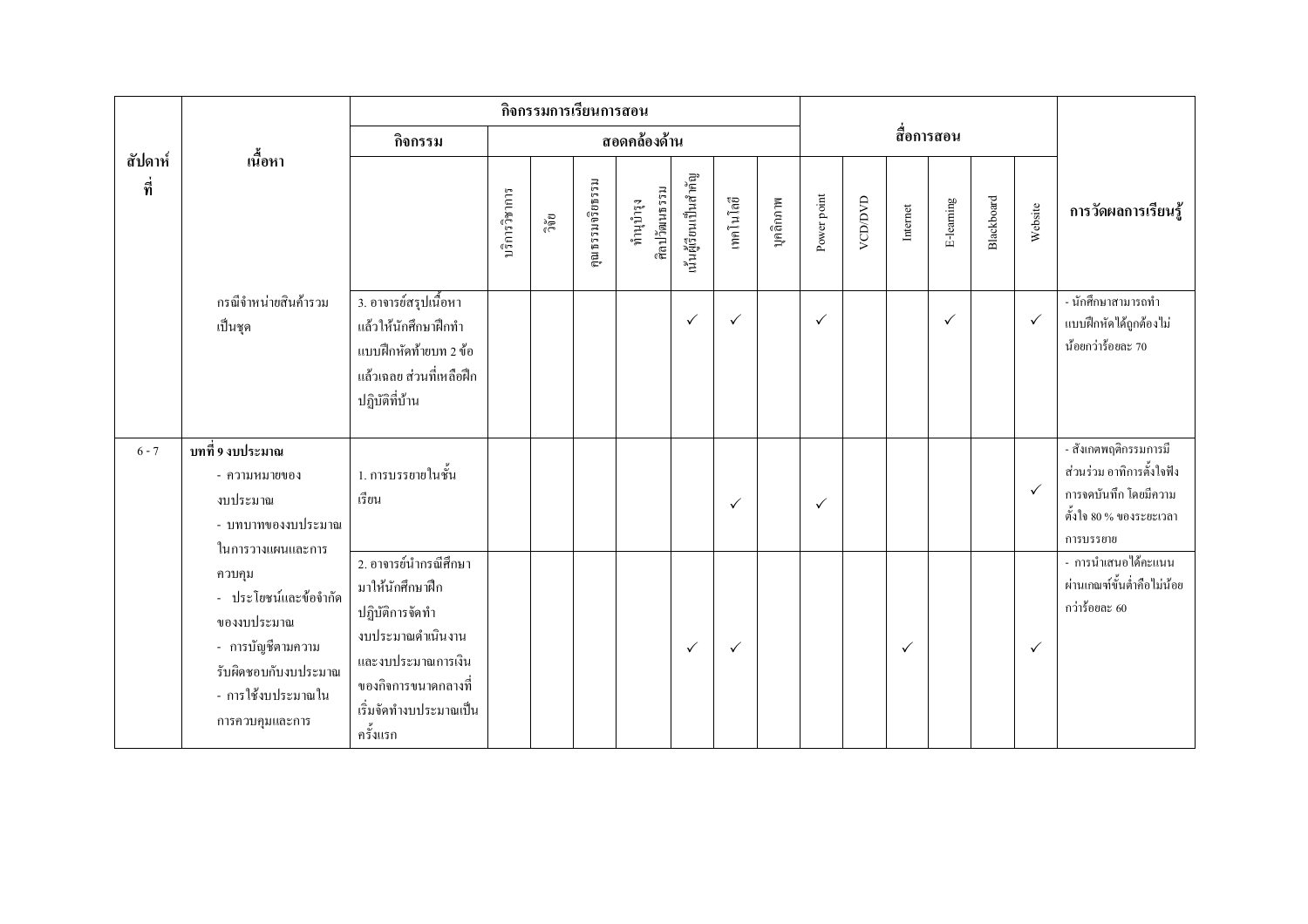| สัปดาห์ที่ | เนื้อหา | กิจกรรมการเรียนการสอน | | | | | | | | | สื่อการสอน | | | | | | | การวัดผลการเรียนรู้ |
|---|---|---|---|---|---|---|---|---|---|---|---|---|---|---|---|---|---|---|
| | | กิจกรรม | สอดคล้องด้าน | | | | | | | | | | | | | | | |
| | | | บริการวิชาการ | วิจัย | คุณธรรมจริยธรรม | ทำนุบำรุงศิลปวัฒนธรรม | เน้นผู้เรียนเป็นสำคัญ | เทคโนโลยี | บุคลิกภาพ | Power point | VCD/DVD | Internet | E-learning | Blackboard | Website | | | |
| | กรณีจำหน่ายสินค้ารวมเป็นชุด | 3. อาจารย์สรุปเนื้อหาแล้วให้นักศึกษาฝึกทำแบบฝึกหัดท้ายบท 2 ข้อแล้วเฉลย ส่วนที่เหลือฝึกปฏิบัติที่บ้าน | | | | | ✓ | ✓ | | ✓ | | | ✓ | | ✓ | - นักศึกษาสามารถทำแบบฝึกหัดได้ถูกต้องไม่น้อยกว่าร้อยละ 70 | | |
| 6 - 7 | **บทที่ 9 งบประมาณ**<br>- ความหมายของงบประมาณ<br>- บทบาทของงบประมาณในการวางแผนและการควบคุม<br>- ประโยชน์และข้อจำกัดของงบประมาณ<br>- การบัญชีตามความรับผิดชอบกับงบประมาณ<br>- การใช้งบประมาณในการควบคุมและการ | 1. การบรรยายในชั้นเรียน | | | | | | ✓ | | ✓ | | | | | ✓ | - สังเกตพฤติกรรมการมีส่วนร่วม อาทิการตั้งใจฟัง การจดบันทึก โดยมีความตั้งใจ 80 % ของระยะเวลาการบรรยาย | | |
| | | 2. อาจารย์นำกรณีศึกษามาให้นักศึกษาฝึกปฏิบัติการจัดทำงบประมาณดำเนินงานและงบประมาณการเงินของกิจการขนาดกลางที่เริ่มจัดทำงบประมาณเป็นครั้งแรก | | | | | ✓ | ✓ | | | | ✓ | | | ✓ | - การนำเสนอได้คะแนนผ่านเกณฑ์ขั้นต่ำคือไม่น้อยกว่าร้อยละ 60 | | |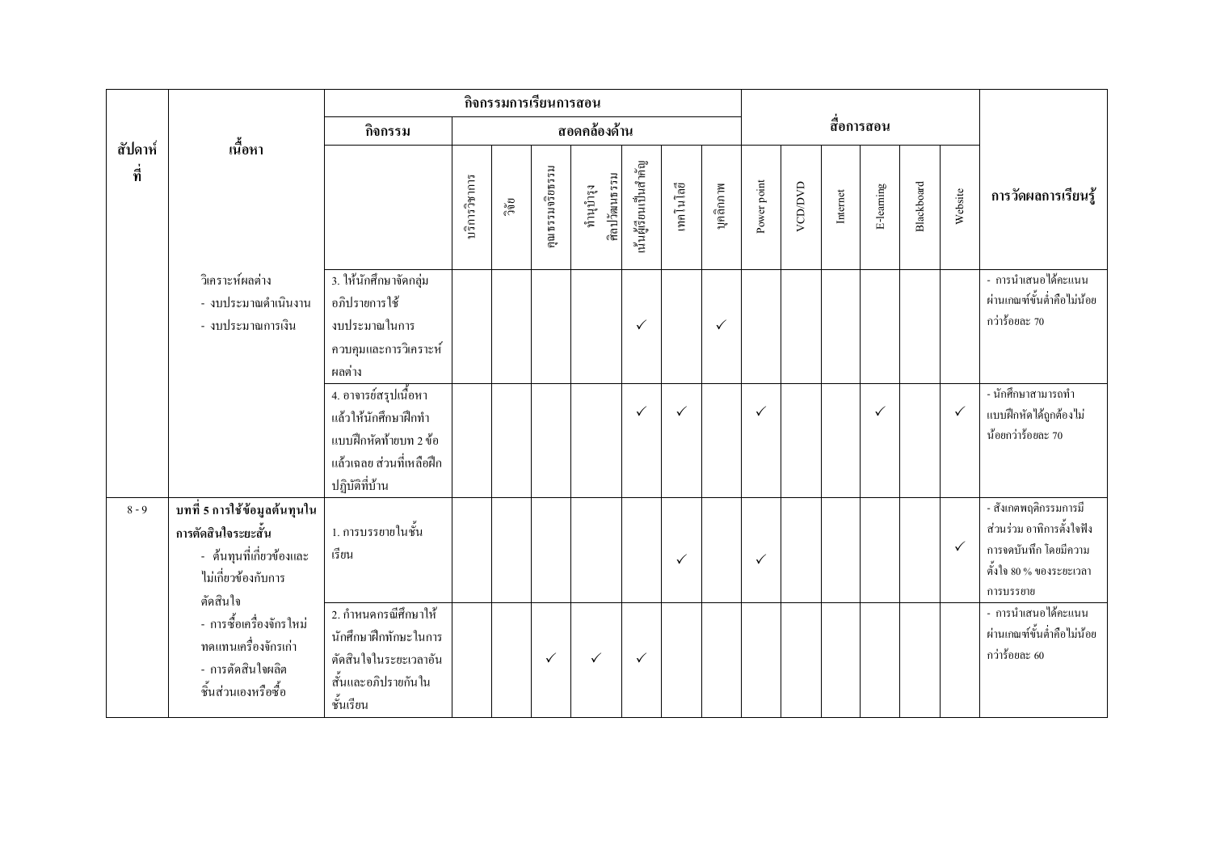| สัปดาห์ที่ | เนื้อหา | กิจกรรมการเรียนการสอน | | | | | | | | | สื่อการสอน | | | | | | การวัดผลการเรียนรู้ |
|---|---|---|---|---|---|---|---|---|---|---|---|---|---|---|---|---|---|
| | | กิจกรรม | สอดคล้องด้าน | | | | | | | | | | | | | | |
| | | | บริการวิชาการ | วิจัย | คุณธรรมจริยธรรม | ทำนุบำรุงศิลปวัฒนธรรม | เน้นผู้เรียนเป็นสำคัญ | เทคโนโลยี | บุคลิกภาพ | Power point | VCD/DVD | Internet | E-learning | Blackboard | Website | |
| | วิเคราะห์ผลต่าง<br>- งบประมาณดำเนินงาน<br>- งบประมาณการเงิน | 3. ให้นักศึกษาจัดกลุ่มอภิปรายการใช้งบประมาณในการควบคุมและการวิเคราะห์ผลต่าง | | | | | ✓ | | ✓ | | | | | | | - การนำเสนอได้คะแนนผ่านเกณฑ์ขั้นต่ำคือไม่น้อยกว่าร้อยละ 70 |
| | | 4. อาจารย์สรุปเนื้อหาแล้วให้นักศึกษาฝึกทำแบบฝึกหัดท้ายบท 2 ข้อแล้วเฉลย ส่วนที่เหลือฝึกปฏิบัติที่บ้าน | | | | | ✓ | ✓ | | ✓ | | | ✓ | | ✓ | - นักศึกษาสามารถทำแบบฝึกหัดได้ถูกต้องไม่น้อยกว่าร้อยละ 70 |
| 8 - 9 | **บทที่ 5 การใช้ข้อมูลต้นทุนในการตัดสินใจระยะสั้น**<br>- ต้นทุนที่เกี่ยวข้องและไม่เกี่ยวข้องกับการตัดสินใจ<br>- การซื้อเครื่องจักรใหม่ทดแทนเครื่องจักรเก่า<br>- การตัดสินใจผลิตชิ้นส่วนเองหรือซื้อ | 1. การบรรยายในชั้นเรียน | | | | | | ✓ | | ✓ | | | | | ✓ | - สังเกตพฤติกรรมการมีส่วนร่วม อาทิการตั้งใจฟัง การจดบันทึก โดยมีความตั้งใจ 80 % ของระยะเวลาการบรรยาย |
| | | 2. กำหนดกรณีศึกษาให้นักศึกษาฝึกทักษะในการตัดสินใจในระยะเวลาอันสั้นและอภิปรายกันในชั้นเรียน | | | ✓ | ✓ | ✓ | | | | | | | | | - การนำเสนอได้คะแนนผ่านเกณฑ์ขั้นต่ำคือไม่น้อยกว่าร้อยละ 60 |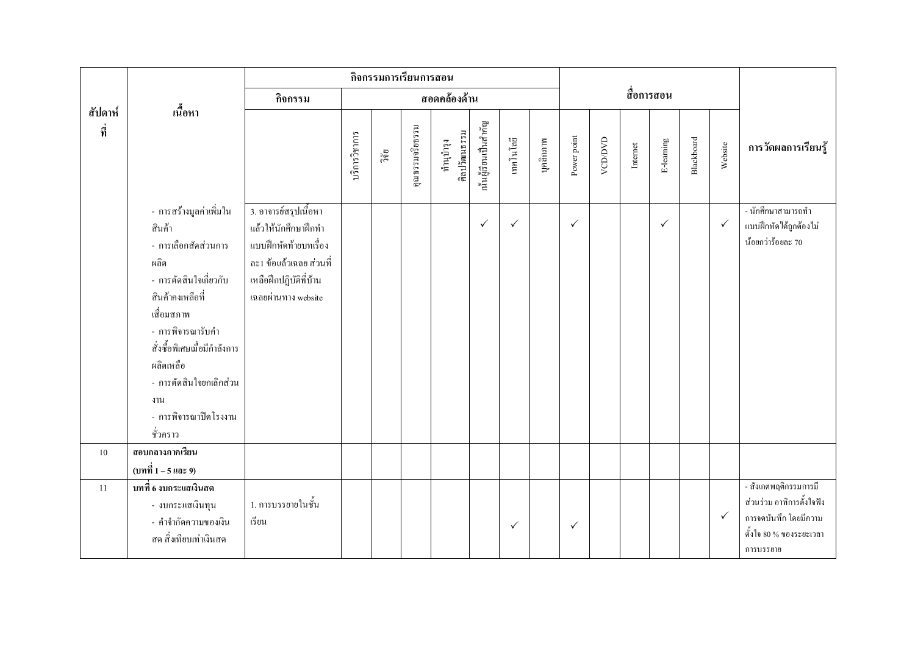| สัปดาห์ที่ | เนื้อหา | กิจกรรมการเรียนการสอน | | | | | | | | | สื่อการสอน | | | | | | การวัดผลการเรียนรู้ |
|---|---|---|---|---|---|---|---|---|---|---|---|---|---|---|---|---|---|
| | | กิจกรรม | สอดคล้องด้าน | | | | | | | | | | | | | | |
| | | | บริการวิชาการ | วิจัย | คุณธรรมจริยธรรม | ทำนุบำรุงศิลปวัฒนธรรม | เน้นผู้เรียนเป็นสำคัญ | เทคโนโลยี | บุคลิกภาพ | Power point | VCD/DVD | Internet | E-learning | Blackboard | Website | |
| | - การสร้างมูลค่าเพิ่มในสินค้า<br>- การเลือกสัดส่วนการผลิต<br>- การตัดสินใจเกี่ยวกับสินค้าคงเหลือที่เสื่อมสภาพ<br>- การพิจารณารับคำสั่งซื้อพิเศษเมื่อมีกำลังการผลิตเหลือ<br>- การตัดสินใจยกเลิกส่วนงาน<br>- การพิจารณาปิดโรงงานชั่วคราว | 3. อาจารย์สรุปเนื้อหาแล้วให้นักศึกษาฝึกทำแบบฝึกหัดท้ายบทเรื่องละ1 ข้อแล้วเฉลย ส่วนที่เหลือฝึกปฏิบัติที่บ้านเฉลยผ่านทาง website | | | | | ✓ | ✓ | | ✓ | | | ✓ | | ✓ | - นักศึกษาสามารถทำแบบฝึกหัดได้ถูกต้องไม่น้อยกว่าร้อยละ 70 |
| 10 | **สอบกลางภาคเรียน (บทที่ 1 – 5 และ 9)** | | | | | | | | | | | | | | | |
| 11 | **บทที่ 6 งบกระแสเงินสด**<br>- งบกระแสเงินทุน<br>- คำจำกัดความของเงินสด สิ่งเทียบเท่าเงินสด | 1. การบรรยายในชั้นเรียน | | | | | | ✓ | | ✓ | | | | | ✓ | - สังเกตพฤติกรรมการมีส่วนร่วม อาทิการตั้งใจฟัง การจดบันทึก โดยมีความตั้งใจ 80 % ของระยะเวลาการบรรยาย |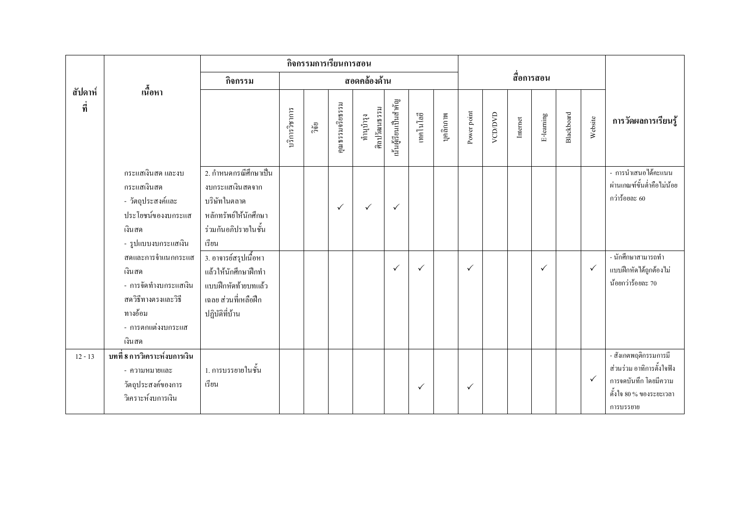| สัปดาห์ที่ | เนื้อหา | กิจกรรมการเรียนการสอน | | | | | | | | | สื่อการสอน | | | | | | การวัดผลการเรียนรู้ |
|---|---|---|---|---|---|---|---|---|---|---|---|---|---|---|---|---|---|
| | | กิจกรรม | สอดคล้องด้าน | | | | | | | | | | | | | | |
| | | | บริการวิชาการ | วิจัย | คุณธรรมจริยธรรม | ทำนุบำรุงศิลปวัฒนธรรม | เน้นผู้เรียนเป็นสำคัญ | เทคโนโลยี | บุคลิกภาพ | Power point | VCD/DVD | Internet | E-learning | Blackboard | Website | |
| | กระแสเงินสด และงบกระแสเงินสด<br>- วัตถุประสงค์และประโยชน์ของงบกระแสเงินสด<br>- รูปแบบงบกระแสเงินสดและการจำแนกกระแสเงินสด<br>- การจัดทำงบกระแสเงินสดวิธีทางตรงและวิธีทางอ้อม<br>- การตกแต่งงบกระแสเงินสด | 2. กำหนดกรณีศึกษาเป็นงบกระแสเงินสดจากบริษัทในตลาดหลักทรัพย์ให้นักศึกษาร่วมกันอภิปรายในชั้นเรียน | | | ✓ | ✓ | ✓ | | | | | | | | | - การนำเสนอได้คะแนนผ่านเกณฑ์ขั้นต่ำคือไม่น้อยกว่าร้อยละ 60 |
| | | 3. อาจารย์สรุปเนื้อหาแล้วให้นักศึกษาฝึกทำแบบฝึกหัดท้ายบทแล้วเฉลย ส่วนที่เหลือฝึกปฏิบัติที่บ้าน | | | | | ✓ | ✓ | | ✓ | | | ✓ | | ✓ | - นักศึกษาสามารถทำแบบฝึกหัดได้ถูกต้องไม่น้อยกว่าร้อยละ 70 |
| 12 - 13 | **บทที่ 8 การวิเคราะห์งบการเงิน**<br>- ความหมายและวัตถุประสงค์ของการวิเคราะห์งบการเงิน | 1. การบรรยายในชั้นเรียน | | | | | | ✓ | | ✓ | | | | | ✓ | - สังเกตพฤติกรรมการมีส่วนร่วม อาทิการตั้งใจฟัง การจดบันทึก โดยมีความตั้งใจ 80 % ของระยะเวลาการบรรยาย |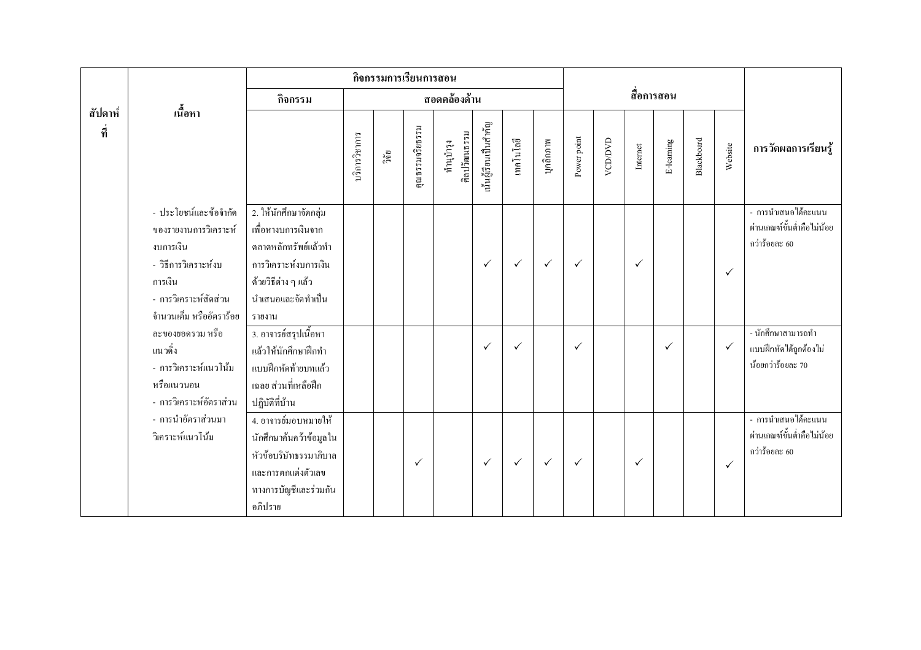| สัปดาห์ที่ | เนื้อหา | กิจกรรมการเรียนการสอน | | | | | | | | | สื่อการสอน | | | | | | การวัดผลการเรียนรู้ |
|---|---|---|---|---|---|---|---|---|---|---|---|---|---|---|---|---|---|
| | | กิจกรรม | สอดคล้องด้าน | | | | | | | | | | | | | | |
| | | | บริการวิชาการ | วิจัย | คุณธรรมจริยธรรม | ทำนุบำรุงศิลปวัฒนธรรม | เน้นผู้เรียนเป็นสำคัญ | เทคโนโลยี | บุคลิกภาพ | Power point | VCD/DVD | Internet | E-learning | Blackboard | Website | |
| | - ประโยชน์และข้อจำกัดของรายงานการวิเคราะห์งบการเงิน<br>- วิธีการวิเคราะห์งบการเงิน<br>- การวิเคราะห์สัดส่วนจำนวนเต็ม หรืออัตราร้อยละของยอดรวม หรือแนวดิ่ง<br>- การวิเคราะห์แนวโน้มหรือแนวนอน<br>- การวิเคราะห์อัตราส่วน<br>- การนำอัตราส่วนมาวิเคราะห์แนวโน้ม | 2. ให้นักศึกษาจัดกลุ่มเพื่อหางบการเงินจากตลาดหลักทรัพย์แล้วทำการวิเคราะห์งบการเงินด้วยวิธีต่าง ๆ แล้วนำเสนอและจัดทำเป็นรายงาน | | | | | ✓ | ✓ | ✓ | ✓ | | ✓ | | | ✓ | - การนำเสนอได้คะแนนผ่านเกณฑ์ขั้นต่ำคือไม่น้อยกว่าร้อยละ 60 |
| | | 3. อาจารย์สรุปเนื้อหาแล้วให้นักศึกษาฝึกทำแบบฝึกหัดท้ายบทแล้วเฉลย ส่วนที่เหลือฝึกปฏิบัติที่บ้าน | | | | | ✓ | ✓ | | ✓ | | | ✓ | | ✓ | - นักศึกษาสามารถทำแบบฝึกหัดได้ถูกต้องไม่น้อยกว่าร้อยละ 70 |
| | | 4. อาจารย์มอบหมายให้นักศึกษาค้นคว้าข้อมูลในหัวข้อบริษัทธรรมาภิบาลและการตกแต่งตัวเลขทางการบัญชีและร่วมกันอภิปราย | | | ✓ | | ✓ | ✓ | ✓ | ✓ | | ✓ | | | ✓ | - การนำเสนอได้คะแนนผ่านเกณฑ์ขั้นต่ำคือไม่น้อยกว่าร้อยละ 60 |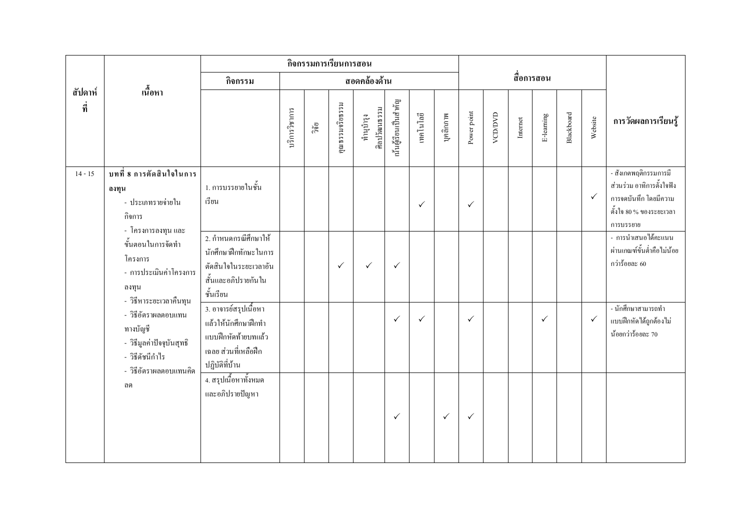| สัปดาห์ที่ | เนื้อหา | กิจกรรมการเรียนการสอน | | | | | | | | สื่อการสอน | | | | | | การวัดผลการเรียนรู้ |
|---|---|---|---|---|---|---|---|---|---|---|---|---|---|---|---|---|
| | | กิจกรรม | สอดคล้องด้าน | | | | | | | | | | | | | |
| | | | บริการวิชาการ | วิจัย | คุณธรรมจริยธรรม | ทำนุบำรุงศิลปวัฒนธรรม | เน้นผู้เรียนเป็นสำคัญ | เทคโนโลยี | บุคลิกภาพ | Power point | VCD/DVD | Internet | E-learning | Blackboard | Website | |
| 14 - 15 | **บทที่ 8 การตัดสินใจในการลงทุน**<br>- ประเภทรายจ่ายในกิจการ<br>- โครงการลงทุน และขั้นตอนในการจัดทำโครงการ<br>- การประเมินค่าโครงการลงทุน<br>- วิธีหาระยะเวลาคืนทุน<br>- วิธีอัตราผลตอบแทนทางบัญชี<br>- วิธีมูลค่าปัจจุบันสุทธิ<br>- วิธีดัชนีกำไร<br>- วิธีอัตราผลตอบแทนคิดลด | 1. การบรรยายในชั้นเรียน | | | | | | ✓ | | ✓ | | | | | ✓ | - สังเกตพฤติกรรมการมีส่วนร่วม อาทิการตั้งใจฟัง การจดบันทึก โดยมีความตั้งใจ 80 % ของระยะเวลาการบรรยาย |
| | | 2. กำหนดกรณีศึกษาให้นักศึกษาฝึกทักษะในการตัดสินใจในระยะเวลาอันสั้นและอภิปรายกันในชั้นเรียน | | | ✓ | ✓ | ✓ | | | | | | | | | - การนำเสนอได้คะแนนผ่านเกณฑ์ขั้นต่ำคือไม่น้อยกว่าร้อยละ 60 |
| | | 3. อาจารย์สรุปเนื้อหาแล้วให้นักศึกษาฝึกทำแบบฝึกหัดท้ายบทแล้วเฉลย ส่วนที่เหลือฝึกปฏิบัติที่บ้าน | | | | | ✓ | ✓ | | ✓ | | | ✓ | | ✓ | - นักศึกษาสามารถทำแบบฝึกหัดได้ถูกต้องไม่น้อยกว่าร้อยละ 70 |
| | | 4. สรุปเนื้อหาทั้งหมดและอภิปรายปัญหา | | | | | ✓ | | ✓ | ✓ | | | | | | |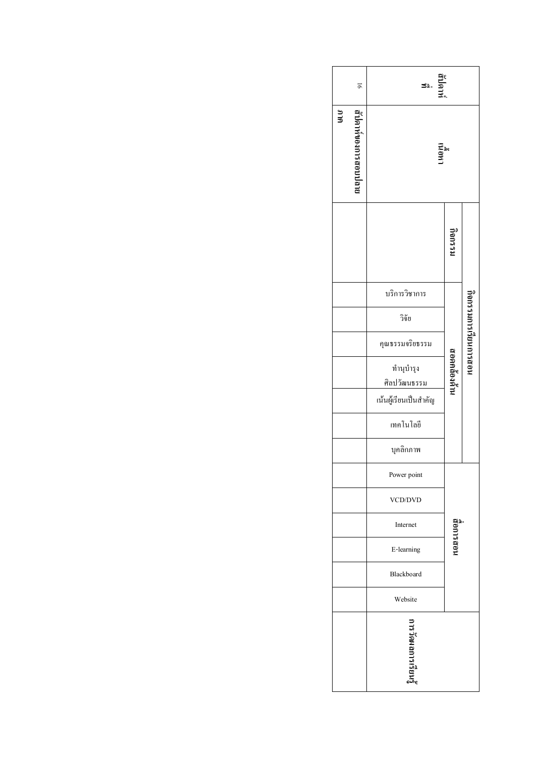| สัปดาห์ที่ | เนื้อหา | กิจกรรมการเรียนการสอน | | | | | | | | สื่อการสอน | | | | | | การวัดผลการเรียนรู้ |
|---|---|---|---|---|---|---|---|---|---|---|---|---|---|---|---|---|
| | | กิจกรรม | สอดคล้องด้าน | | | | | | | | | | | | | |
| | | | บริการวิชาการ | วิจัย | คุณธรรมจริยธรรม | ทำนุบำรุงศิลปวัฒนธรรม | เน้นผู้เรียนเป็นสำคัญ | เทคโนโลยี | บุคลิกภาพ | Power point | VCD/DVD | Internet | E-learning | Blackboard | Website | |
| 16 | สัปดาห์ของการสอนปลายภาค | | | | | | | | | | | | | | | |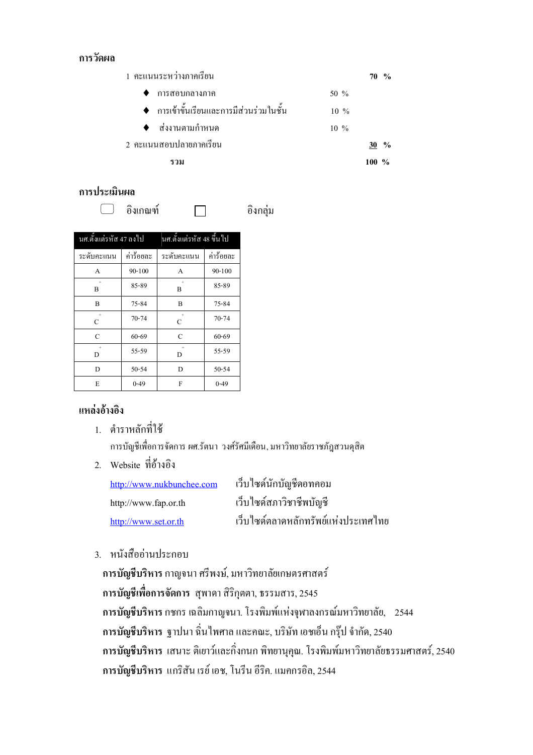## การวัดผล

| | | |
|---|---|---|
| 1 คะแนนระหว่างภาคเรียน | | **70 %** |
| ♦ การสอบกลางภาค | 50 % | |
| ♦ การเข้าชั้นเรียนและการมีส่วนร่วมในชั้น | 10 % | |
| ♦ ส่งงานตามกำหนด | 10 % | |
| 2 คะแนนสอบปลายภาคเรียน | | **30 %** |
| **รวม** | | **100 %** |

## การประเมินผล

☐ อิงเกณฑ์ ☐ อิงกลุ่ม

| นศ.ตั้งแต่รหัส 47 ลงไป | | นศ.ตั้งแต่รหัส 48 ขึ้นไป | |
|---|---|---|---|
| ระดับคะแนน | ค่าร้อยละ | ระดับคะแนน | ค่าร้อยละ |
| A | 90-100 | A | 90-100 |
| B+ | 85-89 | B+ | 85-89 |
| B | 75-84 | B | 75-84 |
| C+ | 70-74 | C+ | 70-74 |
| C | 60-69 | C | 60-69 |
| D+ | 55-59 | D+ | 55-59 |
| D | 50-54 | D | 50-54 |
| E | 0-49 | F | 0-49 |

## แหล่งอ้างอิง

1. ตำราหลักที่ใช้

   การบัญชีเพื่อการจัดการ ผศ.รัตนา วงศ์รัศมีเดือน, มหาวิทยาลัยราชภัฏสวนดุสิต

2. Website ที่อ้างอิง

   | | |
   |---|---|
   | http://www.nukbunchee.com | เว็บไซต์นักบัญชีดอทคอม |
   | http://www.fap.or.th | เว็บไซต์สภาวิชาชีพบัญชี |
   | http://www.set.or.th | เว็บไซต์ตลาดหลักทรัพย์แห่งประเทศไทย |

3. หนังสืออ่านประกอบ

   **การบัญชีบริหาร** กาญจนา ศรีพงษ์, มหาวิทยาลัยเกษตรศาสตร์

   **การบัญชีเพื่อการจัดการ** สุพาดา สิริกุตตา, ธรรมสาร, 2545

   **การบัญชีบริหาร** กชกร เฉลิมกาญจนา. โรงพิมพ์แห่งจุฬาลงกรณ์มหาวิทยาลัย, 2544

   **การบัญชีบริหาร** ฐาปนา ฉิ่นไพศาล และคณะ, บริษัท เอชเอ็น กรุ๊ป จำกัด, 2540

   **การบัญชีบริหาร** เสนาะ ติเยาว์และกิ่งกนก พิทยานุคุณ. โรงพิมพ์มหาวิทยาลัยธรรมศาสตร์, 2540

   **การบัญชีบริหาร** แกริสัน เรย์ เอช, โนรีน อีริค. แมคกรอิล, 2544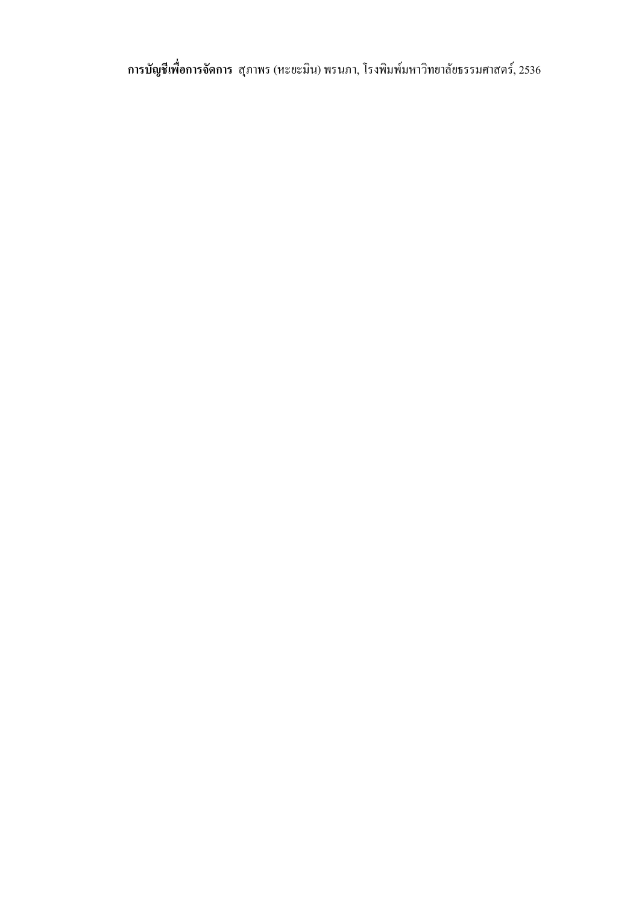**การบัญชีเพื่อการจัดการ** สุภาพร (หะยะมิน) พรนภา, โรงพิมพ์มหาวิทยาลัยธรรมศาสตร์, 2536